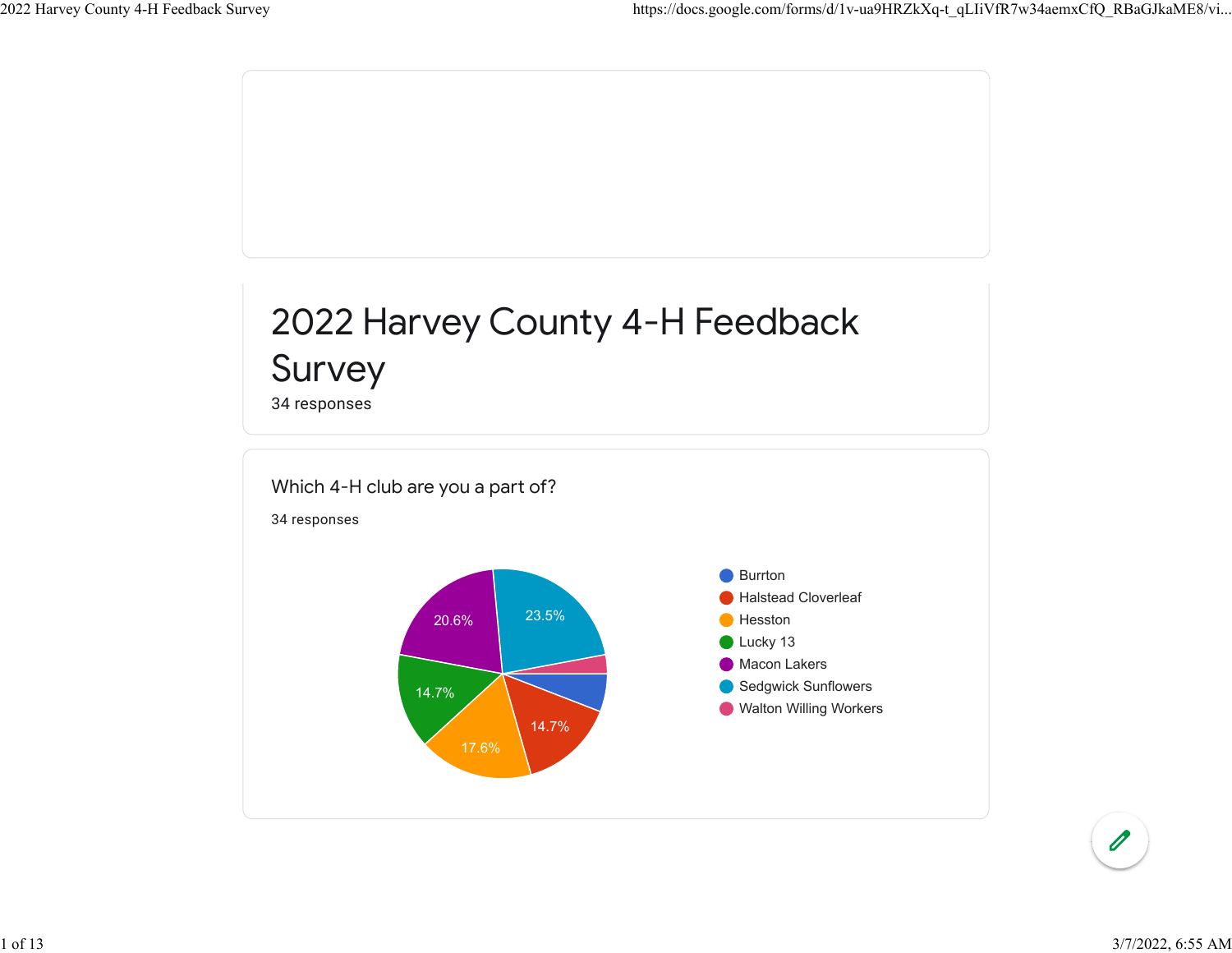# 2022 Harvey County 4-H Feedback Survey

34 responses

## Which 4-H club are you a part of?

34 responses

- Burrton
- Halstead Cloverleaf — 14.7%
- Hesston — 17.6%
- Lucky 13 — 14.7%
- Macon Lakers — 20.6%
- Sedgwick Sunflowers — 23.5%
- Walton Willing Workers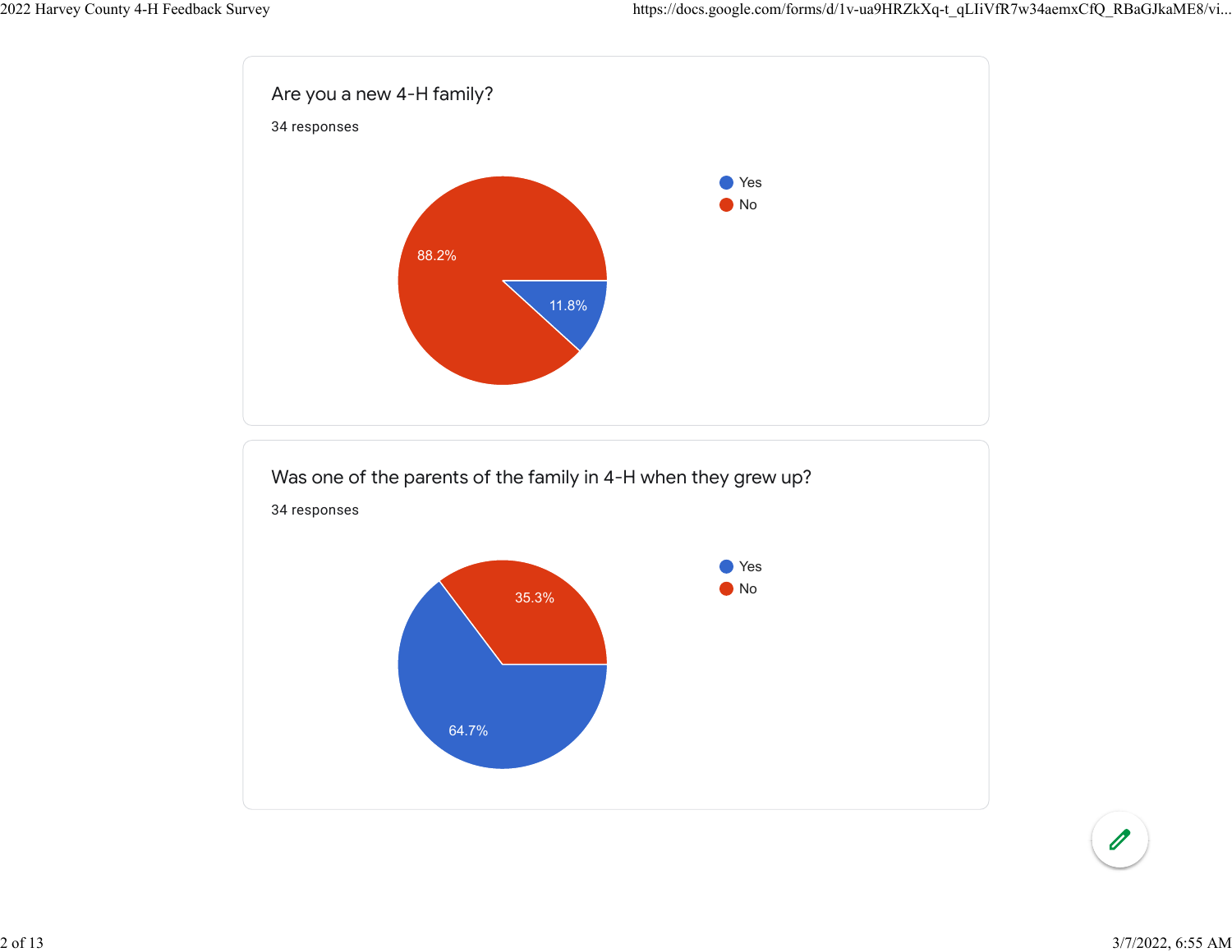## Are you a new 4-H family?

34 responses

- Yes
- No

88.2%

11.8%

## Was one of the parents of the family in 4-H when they grew up?

34 responses

- Yes
- No

35.3%

64.7%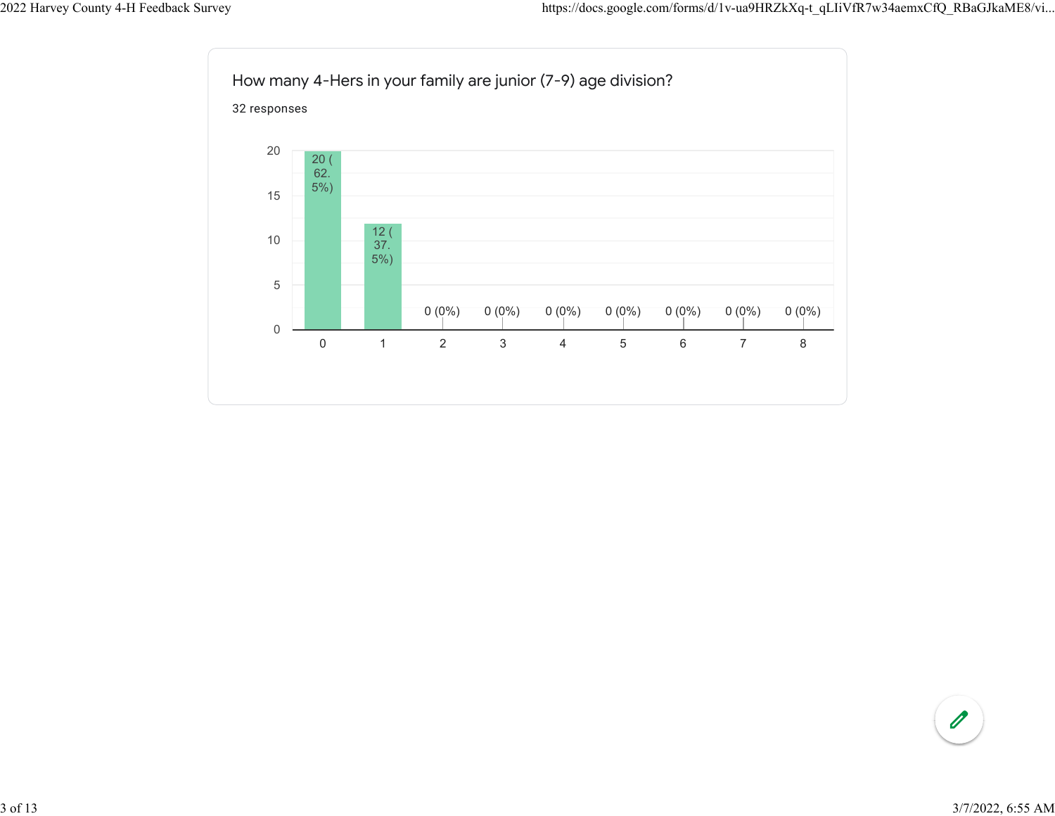How many 4-Hers in your family are junior (7-9) age division?

32 responses

| Number | Responses |
| --- | --- |
| 0 | 20 (62.5%) |
| 1 | 12 (37.5%) |
| 2 | 0 (0%) |
| 3 | 0 (0%) |
| 4 | 0 (0%) |
| 5 | 0 (0%) |
| 6 | 0 (0%) |
| 7 | 0 (0%) |
| 8 | 0 (0%) |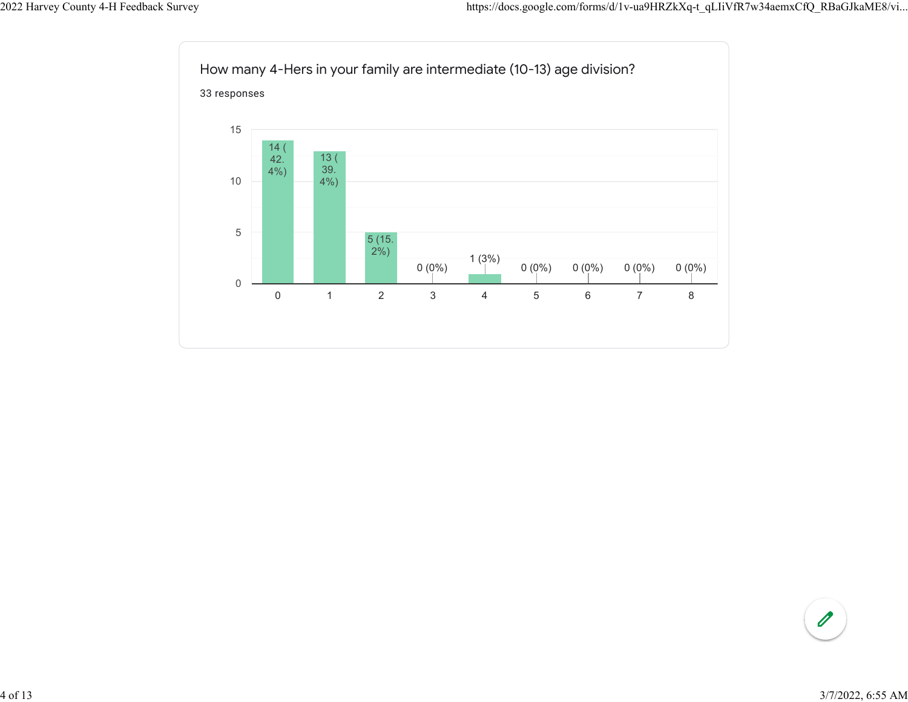How many 4-Hers in your family are intermediate (10-13) age division?

33 responses

| Number of 4-Hers | Responses |
|---|---|
| 0 | 14 (42.4%) |
| 1 | 13 (39.4%) |
| 2 | 5 (15.2%) |
| 3 | 0 (0%) |
| 4 | 1 (3%) |
| 5 | 0 (0%) |
| 6 | 0 (0%) |
| 7 | 0 (0%) |
| 8 | 0 (0%) |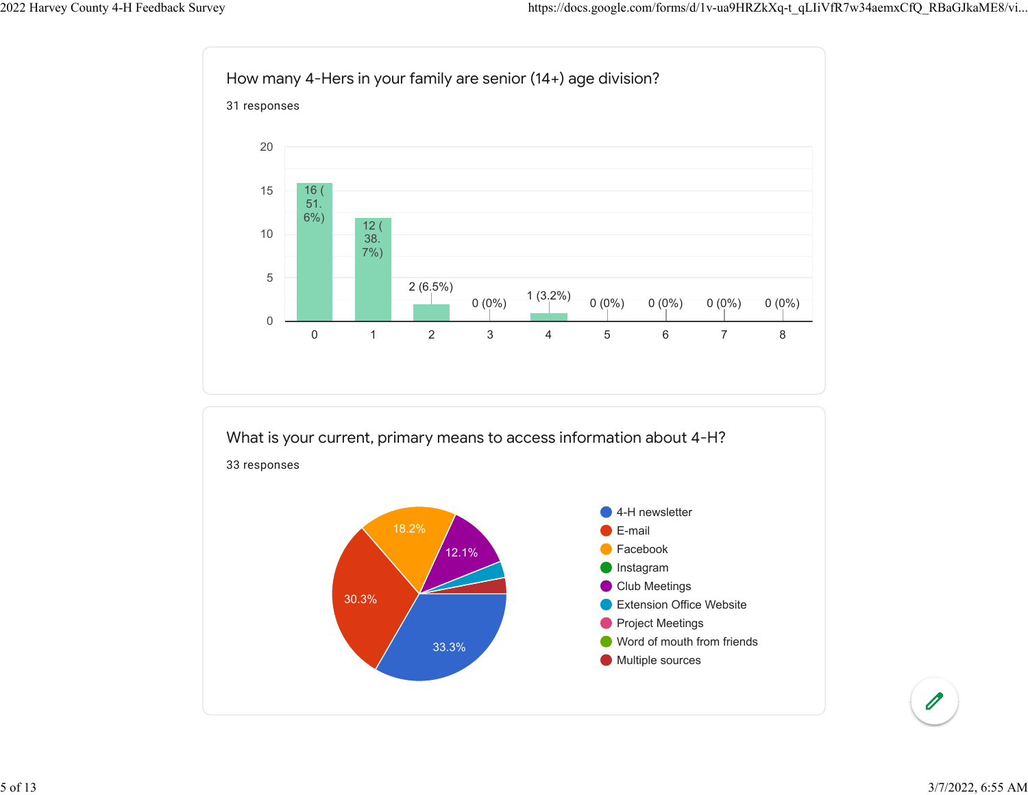## How many 4-Hers in your family are senior (14+) age division?

31 responses

| Number | Responses |
|---|---|
| 0 | 16 (51.6%) |
| 1 | 12 (38.7%) |
| 2 | 2 (6.5%) |
| 3 | 0 (0%) |
| 4 | 1 (3.2%) |
| 5 | 0 (0%) |
| 6 | 0 (0%) |
| 7 | 0 (0%) |
| 8 | 0 (0%) |

## What is your current, primary means to access information about 4-H?

33 responses

- 4-H newsletter — 33.3%
- E-mail — 30.3%
- Facebook — 18.2%
- Instagram
- Club Meetings — 12.1%
- Extension Office Website
- Project Meetings
- Word of mouth from friends
- Multiple sources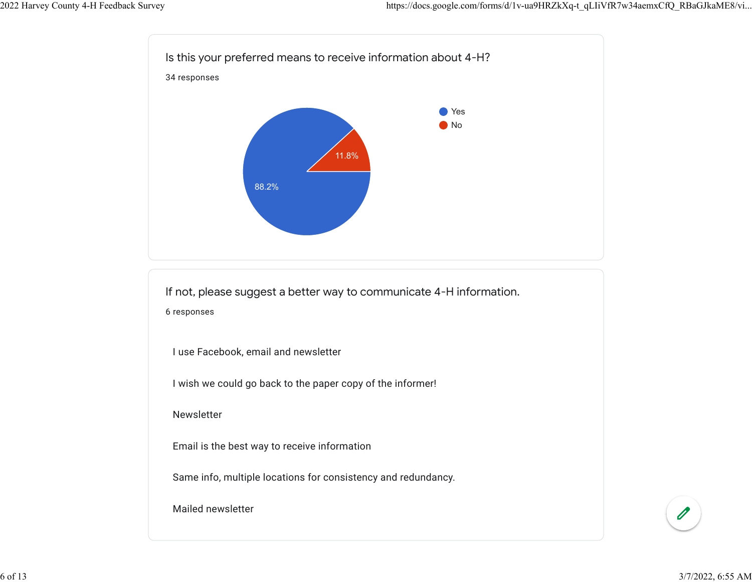## Is this your preferred means to receive information about 4-H?

34 responses

| Response | Percentage |
| --- | --- |
| Yes | 88.2% |
| No | 11.8% |

## If not, please suggest a better way to communicate 4-H information.

6 responses

I use Facebook, email and newsletter

I wish we could go back to the paper copy of the informer!

Newsletter

Email is the best way to receive information

Same info, multiple locations for consistency and redundancy.

Mailed newsletter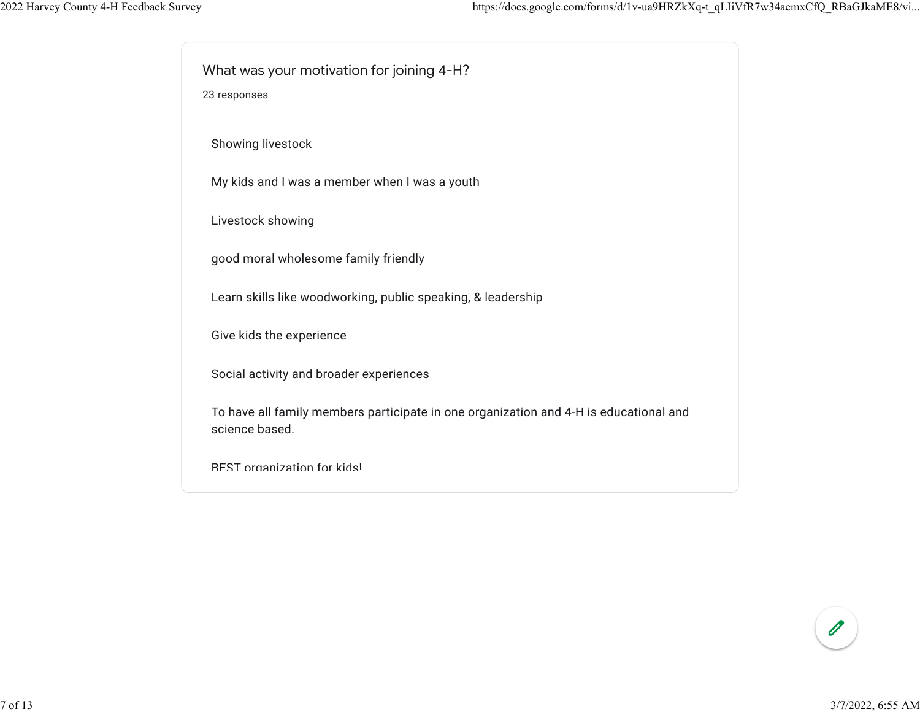## What was your motivation for joining 4-H?

23 responses

Showing livestock

My kids and I was a member when I was a youth

Livestock showing

good moral wholesome family friendly

Learn skills like woodworking, public speaking, & leadership

Give kids the experience

Social activity and broader experiences

To have all family members participate in one organization and 4-H is educational and science based.

BEST organization for kids!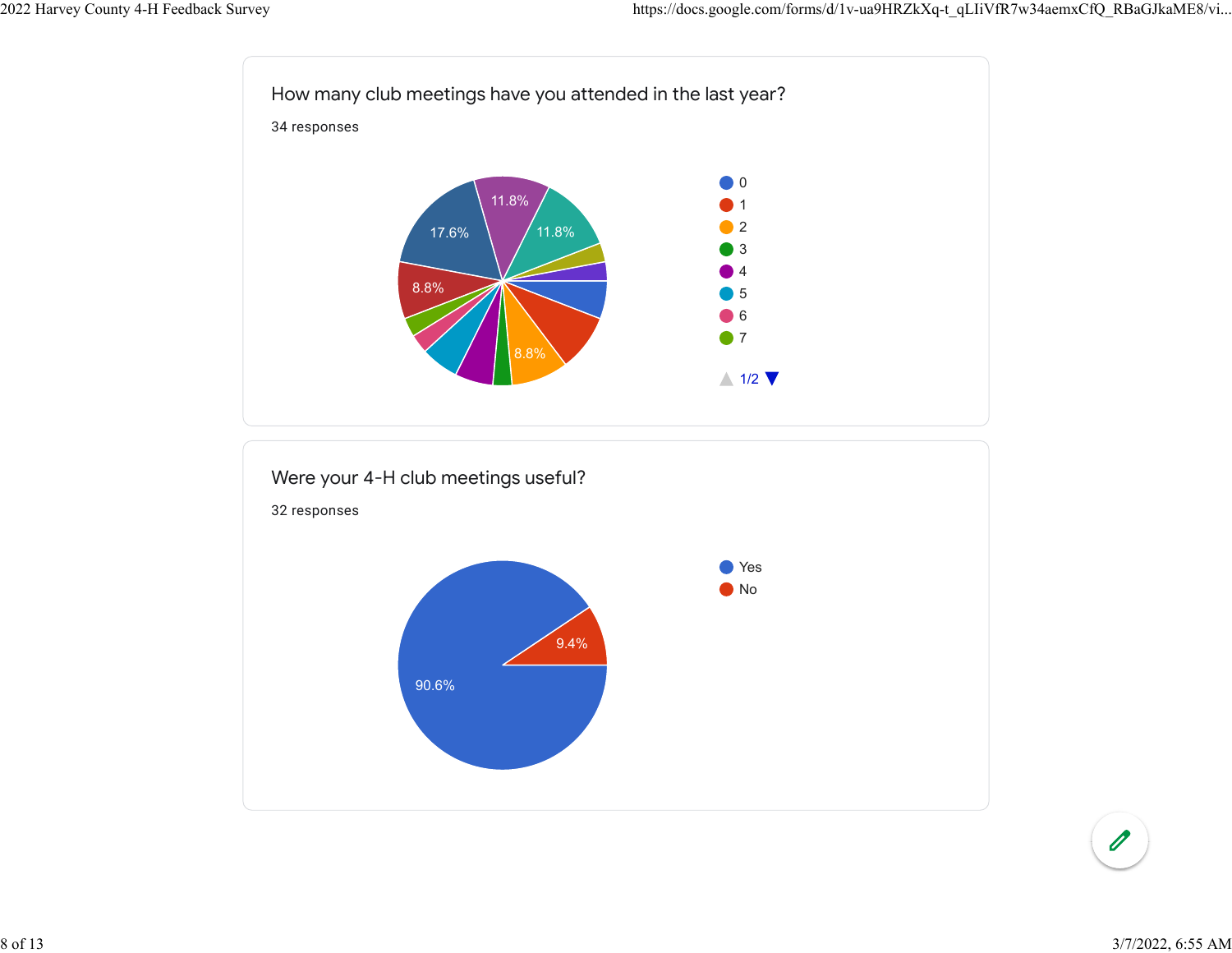How many club meetings have you attended in the last year?

34 responses

17.6%
11.8%
11.8%
8.8%
8.8%

- 0
- 1
- 2
- 3
- 4
- 5
- 6
- 7

1/2

Were your 4-H club meetings useful?

32 responses

- Yes
- No

90.6%
9.4%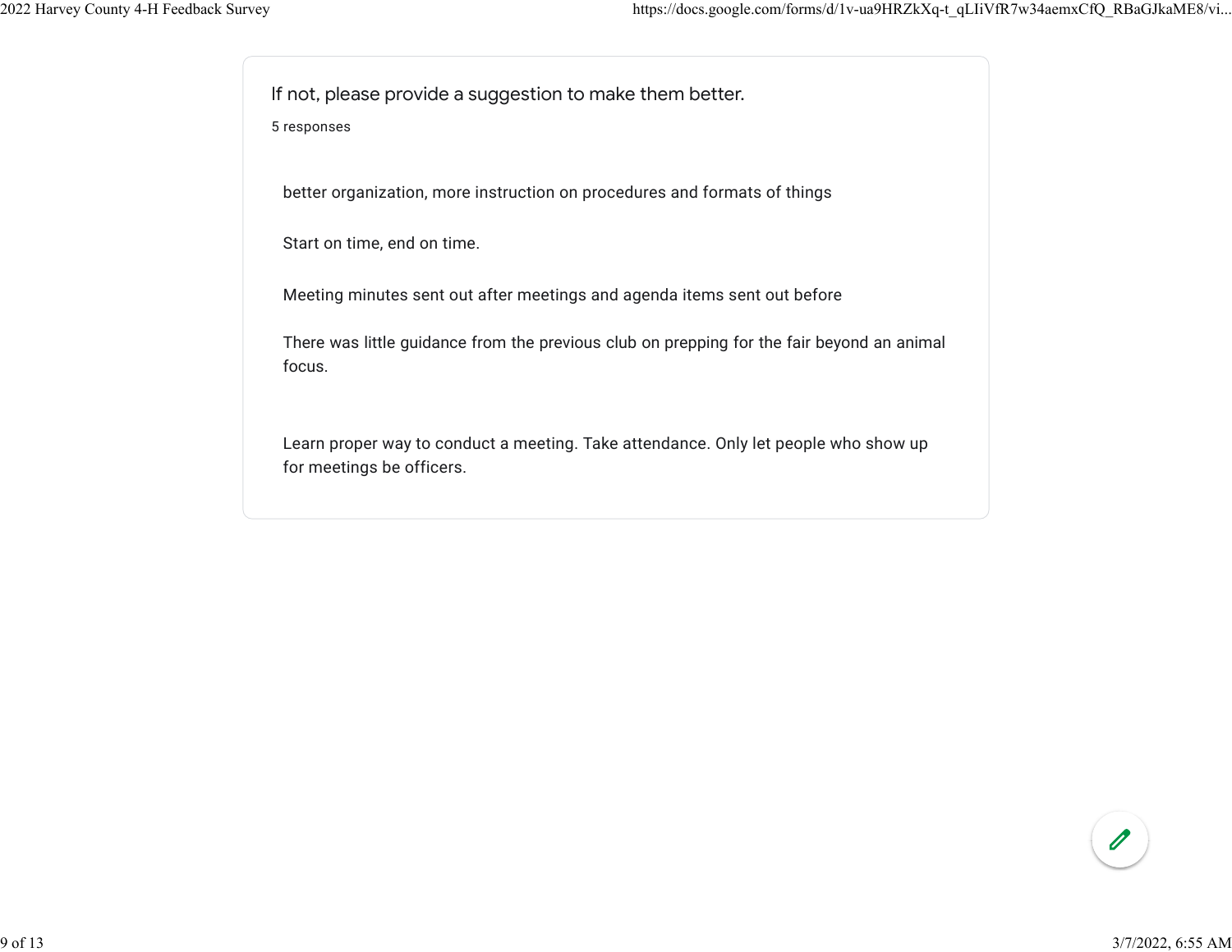## If not, please provide a suggestion to make them better.

5 responses

better organization, more instruction on procedures and formats of things

Start on time, end on time.

Meeting minutes sent out after meetings and agenda items sent out before

There was little guidance from the previous club on prepping for the fair beyond an animal focus.

Learn proper way to conduct a meeting. Take attendance. Only let people who show up for meetings be officers.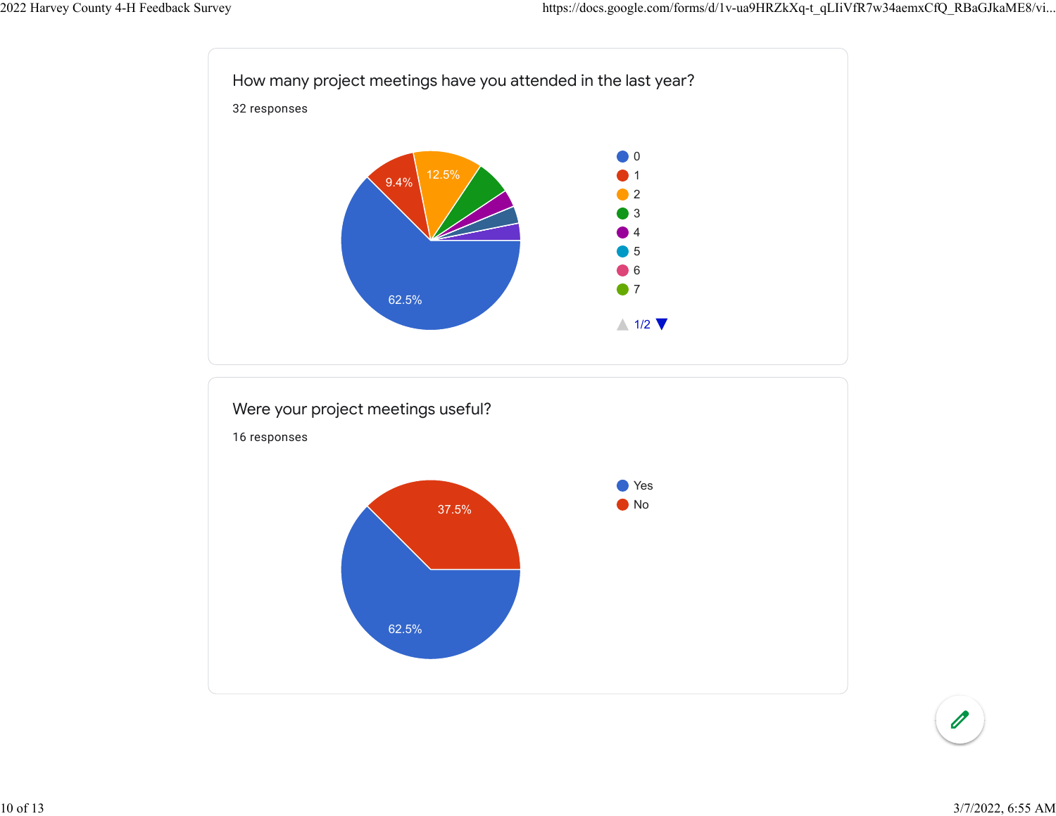How many project meetings have you attended in the last year?

32 responses

| Response | Percentage |
|---|---|
| 0 | 62.5% |
| 1 | 9.4% |
| 2 | 12.5% |
| 3 | |
| 4 | |
| 5 | |
| 6 | |
| 7 | |

1/2

Were your project meetings useful?

16 responses

| Response | Percentage |
|---|---|
| Yes | 62.5% |
| No | 37.5% |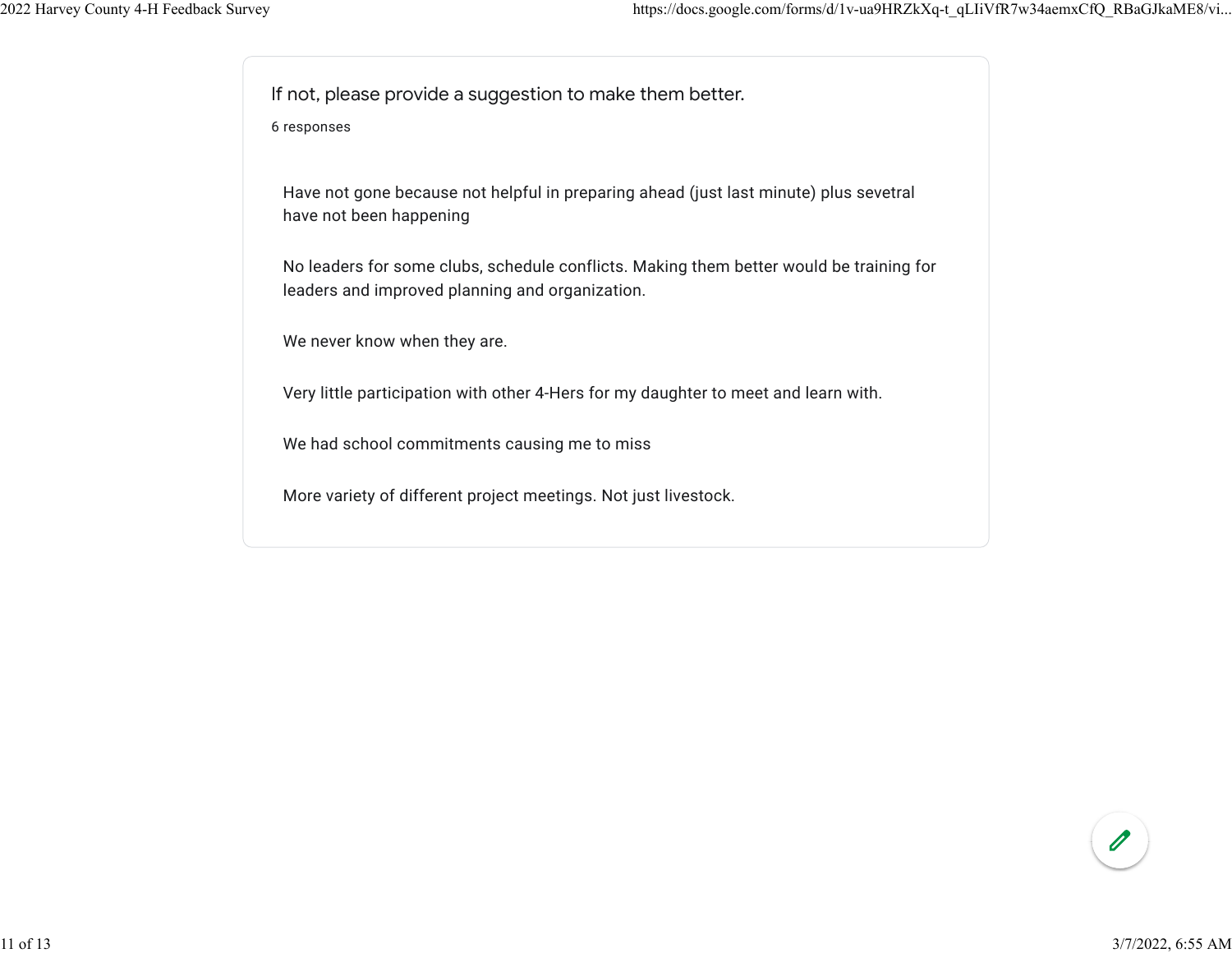## If not, please provide a suggestion to make them better.

6 responses

Have not gone because not helpful in preparing ahead (just last minute) plus sevetral have not been happening

No leaders for some clubs, schedule conflicts. Making them better would be training for leaders and improved planning and organization.

We never know when they are.

Very little participation with other 4-Hers for my daughter to meet and learn with.

We had school commitments causing me to miss

More variety of different project meetings. Not just livestock.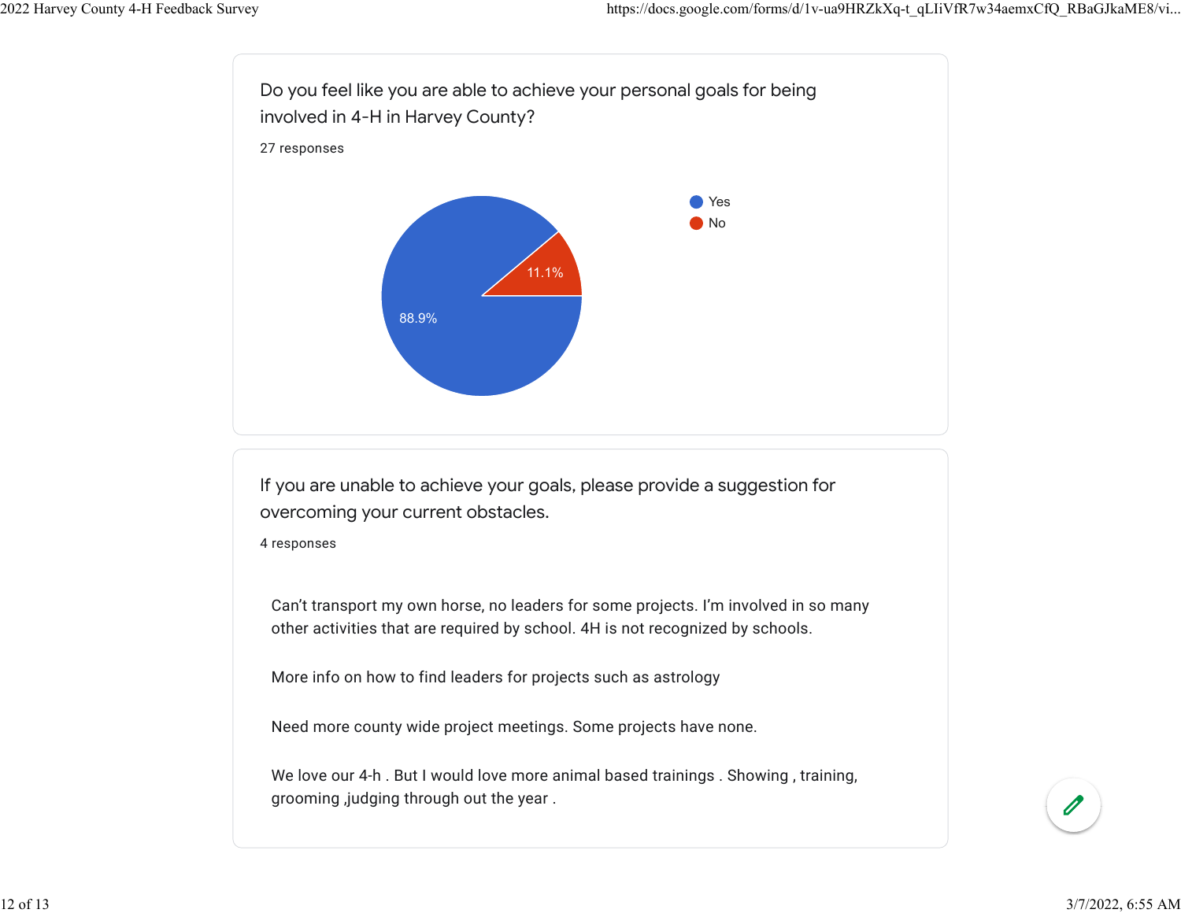### Do you feel like you are able to achieve your personal goals for being involved in 4-H in Harvey County?

27 responses

| Response | Percentage |
| --- | --- |
| Yes | 88.9% |
| No | 11.1% |

### If you are unable to achieve your goals, please provide a suggestion for overcoming your current obstacles.

4 responses

Can’t transport my own horse, no leaders for some projects. I’m involved in so many other activities that are required by school. 4H is not recognized by schools.

More info on how to find leaders for projects such as astrology

Need more county wide project meetings. Some projects have none.

We love our 4-h . But I would love more animal based trainings . Showing , training, grooming ,judging through out the year .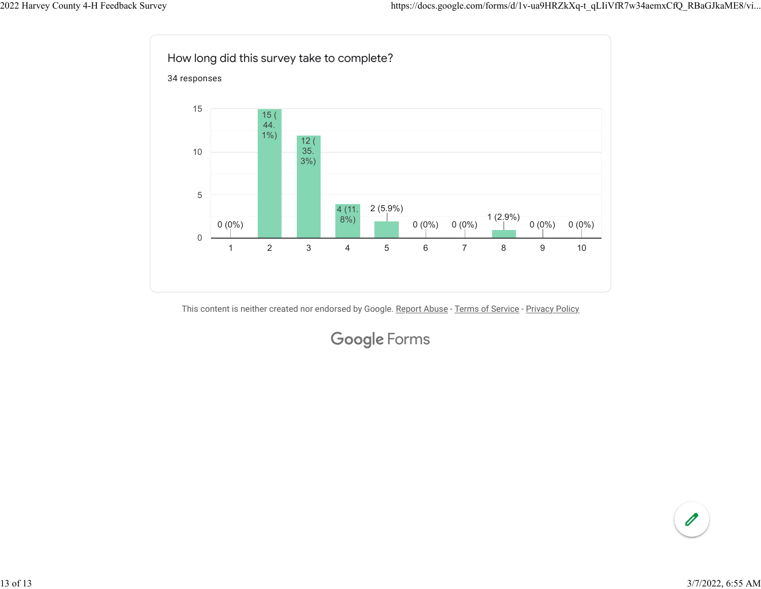How long did this survey take to complete?

34 responses

15

10

5

0

15 (44.1%)

12 (35.3%)

4 (11.8%)

2 (5.9%)

0 (0%)

0 (0%)

0 (0%)

1 (2.9%)

0 (0%)

0 (0%)

1 2 3 4 5 6 7 8 9 10

This content is neither created nor endorsed by Google. Report Abuse - Terms of Service - Privacy Policy

Google Forms